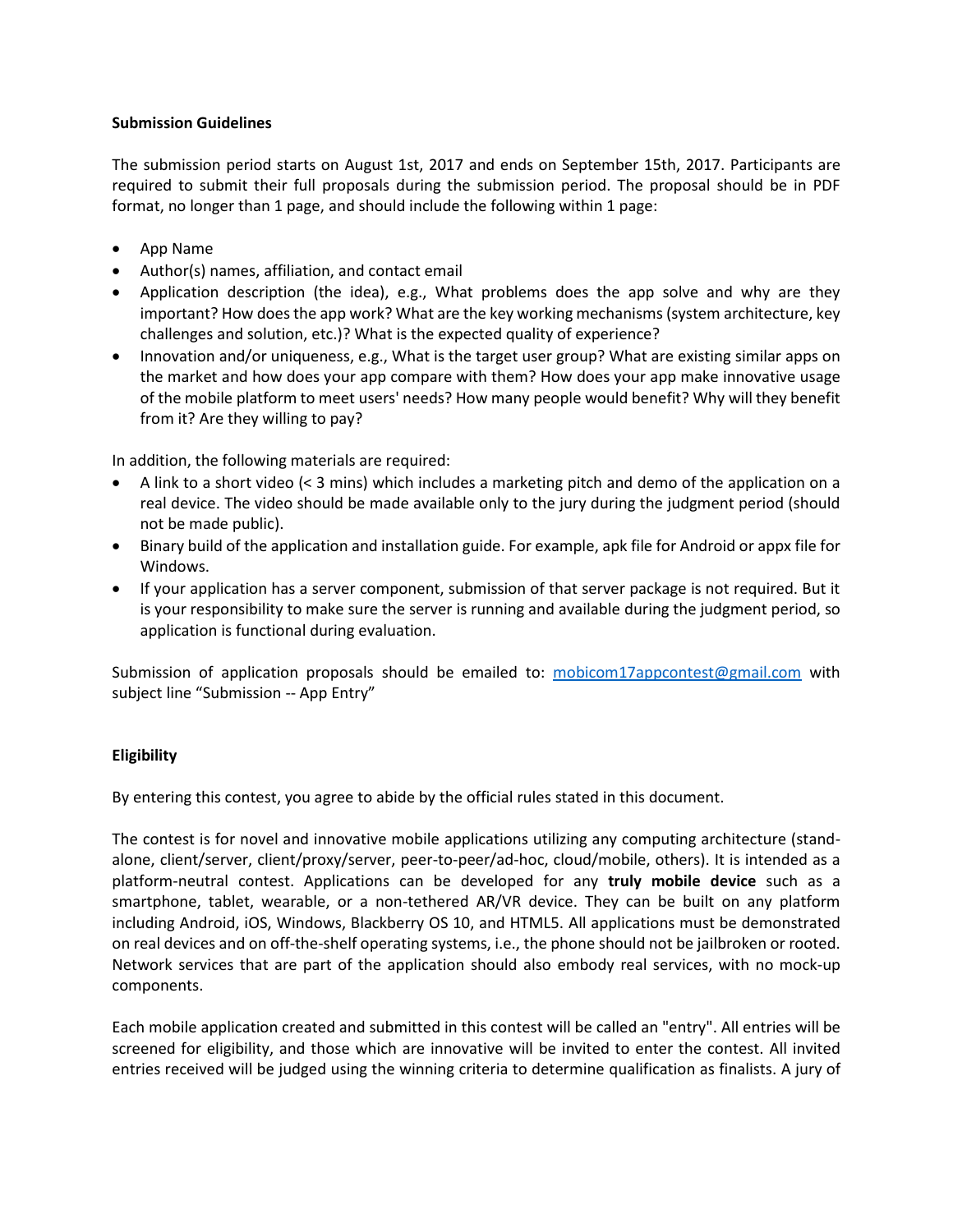**Submission Guidelines**

The submission period starts on August 1st, 2017 and ends on September 15th, 2017. Participants are required to submit their full proposals during the submission period. The proposal should be in PDF format, no longer than 1 page, and should include the following within 1 page:

- App Name
- Author(s) names, affiliation, and contact email
- Application description (the idea), e.g., What problems does the app solve and why are they important? How does the app work? What are the key working mechanisms (system architecture, key challenges and solution, etc.)? What is the expected quality of experience?
- Innovation and/or uniqueness, e.g., What is the target user group? What are existing similar apps on the market and how does your app compare with them? How does your app make innovative usage of the mobile platform to meet users' needs? How many people would benefit? Why will they benefit from it? Are they willing to pay?

In addition, the following materials are required:

- A link to a short video (< 3 mins) which includes a marketing pitch and demo of the application on a real device. The video should be made available only to the jury during the judgment period (should not be made public).
- Binary build of the application and installation guide. For example, apk file for Android or appx file for Windows.
- If your application has a server component, submission of that server package is not required. But it is your responsibility to make sure the server is running and available during the judgment period, so application is functional during evaluation.

Submission of application proposals should be emailed to: mobicom17appcontest@gmail.com with subject line "Submission -- App Entry"

**Eligibility**

By entering this contest, you agree to abide by the official rules stated in this document.

The contest is for novel and innovative mobile applications utilizing any computing architecture (stand-alone, client/server, client/proxy/server, peer-to-peer/ad-hoc, cloud/mobile, others). It is intended as a platform-neutral contest. Applications can be developed for any **truly mobile device** such as a smartphone, tablet, wearable, or a non-tethered AR/VR device. They can be built on any platform including Android, iOS, Windows, Blackberry OS 10, and HTML5. All applications must be demonstrated on real devices and on off-the-shelf operating systems, i.e., the phone should not be jailbroken or rooted. Network services that are part of the application should also embody real services, with no mock-up components.

Each mobile application created and submitted in this contest will be called an "entry". All entries will be screened for eligibility, and those which are innovative will be invited to enter the contest. All invited entries received will be judged using the winning criteria to determine qualification as finalists. A jury of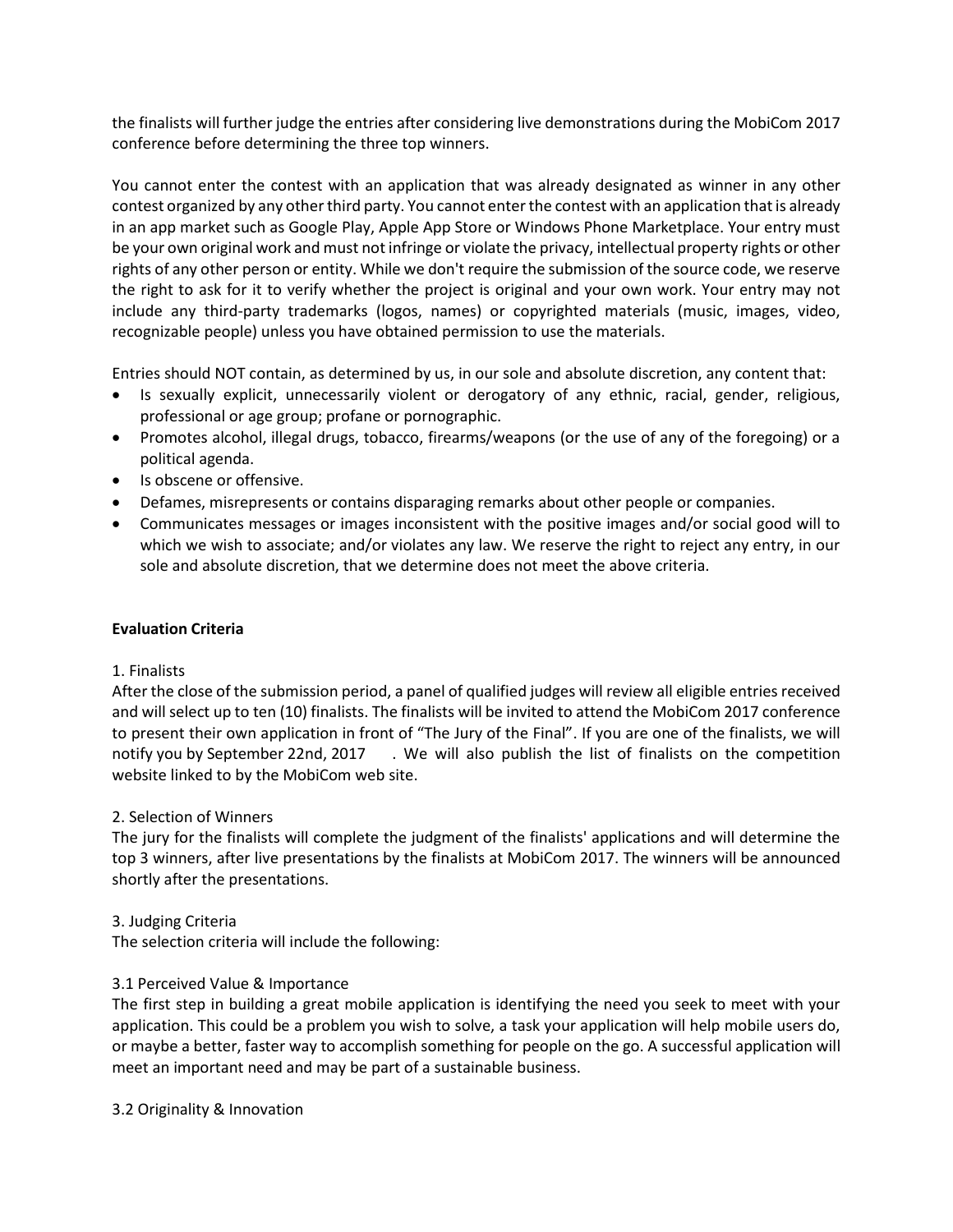the finalists will further judge the entries after considering live demonstrations during the MobiCom 2017 conference before determining the three top winners.

You cannot enter the contest with an application that was already designated as winner in any other contest organized by any other third party. You cannot enter the contest with an application that is already in an app market such as Google Play, Apple App Store or Windows Phone Marketplace. Your entry must be your own original work and must not infringe or violate the privacy, intellectual property rights or other rights of any other person or entity. While we don't require the submission of the source code, we reserve the right to ask for it to verify whether the project is original and your own work. Your entry may not include any third-party trademarks (logos, names) or copyrighted materials (music, images, video, recognizable people) unless you have obtained permission to use the materials.

Entries should NOT contain, as determined by us, in our sole and absolute discretion, any content that:

- Is sexually explicit, unnecessarily violent or derogatory of any ethnic, racial, gender, religious, professional or age group; profane or pornographic.
- Promotes alcohol, illegal drugs, tobacco, firearms/weapons (or the use of any of the foregoing) or a political agenda.
- Is obscene or offensive.
- Defames, misrepresents or contains disparaging remarks about other people or companies.
- Communicates messages or images inconsistent with the positive images and/or social good will to which we wish to associate; and/or violates any law. We reserve the right to reject any entry, in our sole and absolute discretion, that we determine does not meet the above criteria.

**Evaluation Criteria**

1. Finalists

After the close of the submission period, a panel of qualified judges will review all eligible entries received and will select up to ten (10) finalists. The finalists will be invited to attend the MobiCom 2017 conference to present their own application in front of "The Jury of the Final". If you are one of the finalists, we will notify you by September 22nd, 2017 . We will also publish the list of finalists on the competition website linked to by the MobiCom web site.

2. Selection of Winners

The jury for the finalists will complete the judgment of the finalists' applications and will determine the top 3 winners, after live presentations by the finalists at MobiCom 2017. The winners will be announced shortly after the presentations.

3. Judging Criteria

The selection criteria will include the following:

3.1 Perceived Value & Importance

The first step in building a great mobile application is identifying the need you seek to meet with your application. This could be a problem you wish to solve, a task your application will help mobile users do, or maybe a better, faster way to accomplish something for people on the go. A successful application will meet an important need and may be part of a sustainable business.

3.2 Originality & Innovation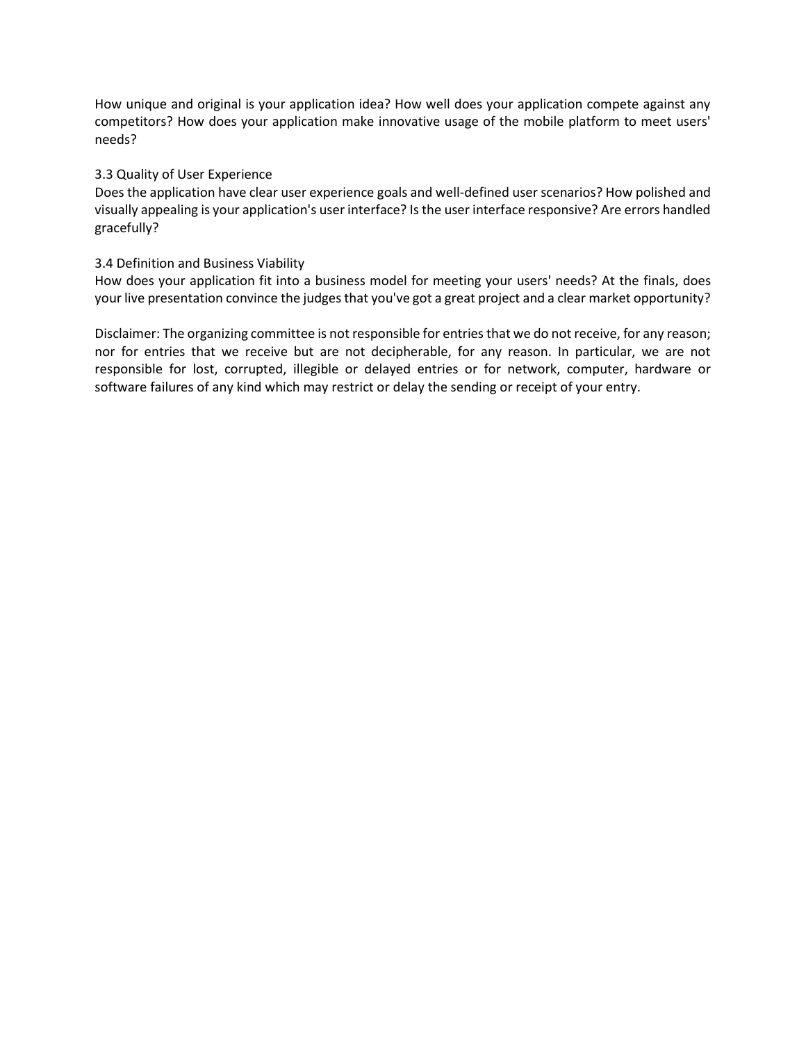How unique and original is your application idea? How well does your application compete against any competitors? How does your application make innovative usage of the mobile platform to meet users' needs?

### 3.3 Quality of User Experience

Does the application have clear user experience goals and well-defined user scenarios? How polished and visually appealing is your application's user interface? Is the user interface responsive? Are errors handled gracefully?

### 3.4 Definition and Business Viability

How does your application fit into a business model for meeting your users' needs? At the finals, does your live presentation convince the judges that you've got a great project and a clear market opportunity?

Disclaimer: The organizing committee is not responsible for entries that we do not receive, for any reason; nor for entries that we receive but are not decipherable, for any reason. In particular, we are not responsible for lost, corrupted, illegible or delayed entries or for network, computer, hardware or software failures of any kind which may restrict or delay the sending or receipt of your entry.